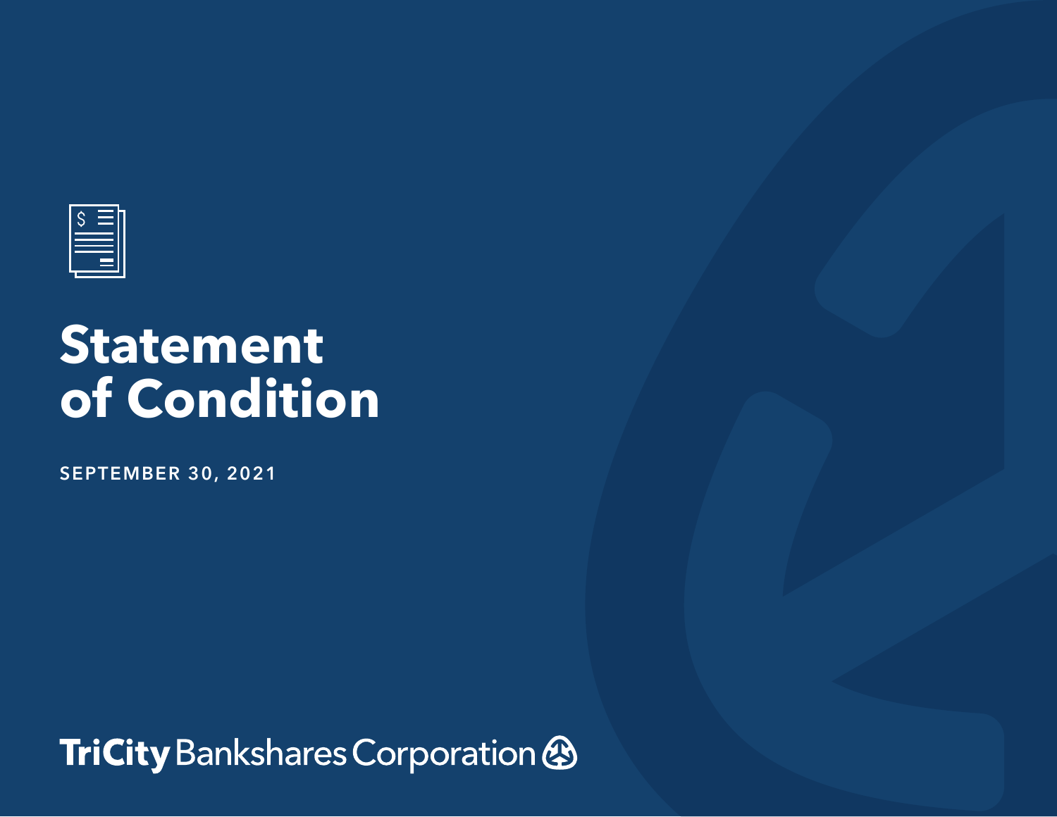# Statement of Condition

**SEPTEMBER 30, 2021**

**TriCity** Bankshares Corporation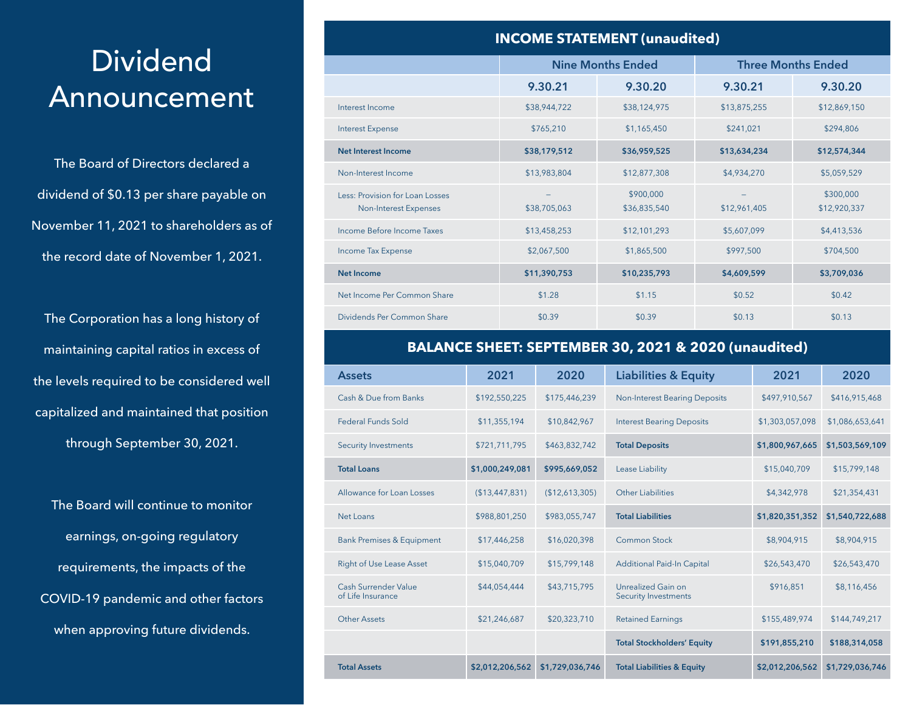# Dividend Announcement

The Board of Directors declared a dividend of $0.13 per share payable on November 11, 2021 to shareholders as of the record date of November 1, 2021.

The Corporation has a long history of maintaining capital ratios in excess of the levels required to be considered well capitalized and maintained that position through September 30, 2021.

The Board will continue to monitor earnings, on-going regulatory requirements, the impacts of the COVID-19 pandemic and other factors when approving future dividends.

## INCOME STATEMENT (unaudited)

| | Nine Months Ended | | Three Months Ended | |
|---|---|---|---|---|
| | 9.30.21 | 9.30.20 | 9.30.21 | 9.30.20 |
| Interest Income | $38,944,722 | $38,124,975 | $13,875,255 | $12,869,150 |
| Interest Expense | $765,210 | $1,165,450 | $241,021 | $294,806 |
| **Net Interest Income** | **$38,179,512** | **$36,959,525** | **$13,634,234** | **$12,574,344** |
| Non-Interest Income | $13,983,804 | $12,877,308 | $4,934,270 | $5,059,529 |
| Less: Provision for Loan Losses | – | $900,000 | – | $300,000 |
| Non-Interest Expenses | $38,705,063 | $36,835,540 | $12,961,405 | $12,920,337 |
| Income Before Income Taxes | $13,458,253 | $12,101,293 | $5,607,099 | $4,413,536 |
| Income Tax Expense | $2,067,500 | $1,865,500 | $997,500 | $704,500 |
| **Net Income** | **$11,390,753** | **$10,235,793** | **$4,609,599** | **$3,709,036** |
| Net Income Per Common Share | $1.28 | $1.15 | $0.52 | $0.42 |
| Dividends Per Common Share | $0.39 | $0.39 | $0.13 | $0.13 |

## BALANCE SHEET: SEPTEMBER 30, 2021 & 2020 (unaudited)

| Assets | 2021 | 2020 | Liabilities & Equity | 2021 | 2020 |
|---|---|---|---|---|---|
| Cash & Due from Banks | $192,550,225 | $175,446,239 | Non-Interest Bearing Deposits | $497,910,567 | $416,915,468 |
| Federal Funds Sold | $11,355,194 | $10,842,967 | Interest Bearing Deposits | $1,303,057,098 | $1,086,653,641 |
| Security Investments | $721,711,795 | $463,832,742 | **Total Deposits** | **$1,800,967,665** | **$1,503,569,109** |
| **Total Loans** | **$1,000,249,081** | **$995,669,052** | Lease Liability | $15,040,709 | $15,799,148 |
| Allowance for Loan Losses | ($13,447,831) | ($12,613,305) | Other Liabilities | $4,342,978 | $21,354,431 |
| Net Loans | $988,801,250 | $983,055,747 | **Total Liabilities** | **$1,820,351,352** | **$1,540,722,688** |
| Bank Premises & Equipment | $17,446,258 | $16,020,398 | Common Stock | $8,904,915 | $8,904,915 |
| Right of Use Lease Asset | $15,040,709 | $15,799,148 | Additional Paid-In Capital | $26,543,470 | $26,543,470 |
| Cash Surrender Value of Life Insurance | $44,054,444 | $43,715,795 | Unrealized Gain on Security Investments | $916,851 | $8,116,456 |
| Other Assets | $21,246,687 | $20,323,710 | Retained Earnings | $155,489,974 | $144,749,217 |
| | | | **Total Stockholders' Equity** | **$191,855,210** | **$188,314,058** |
| **Total Assets** | **$2,012,206,562** | **$1,729,036,746** | **Total Liabilities & Equity** | **$2,012,206,562** | **$1,729,036,746** |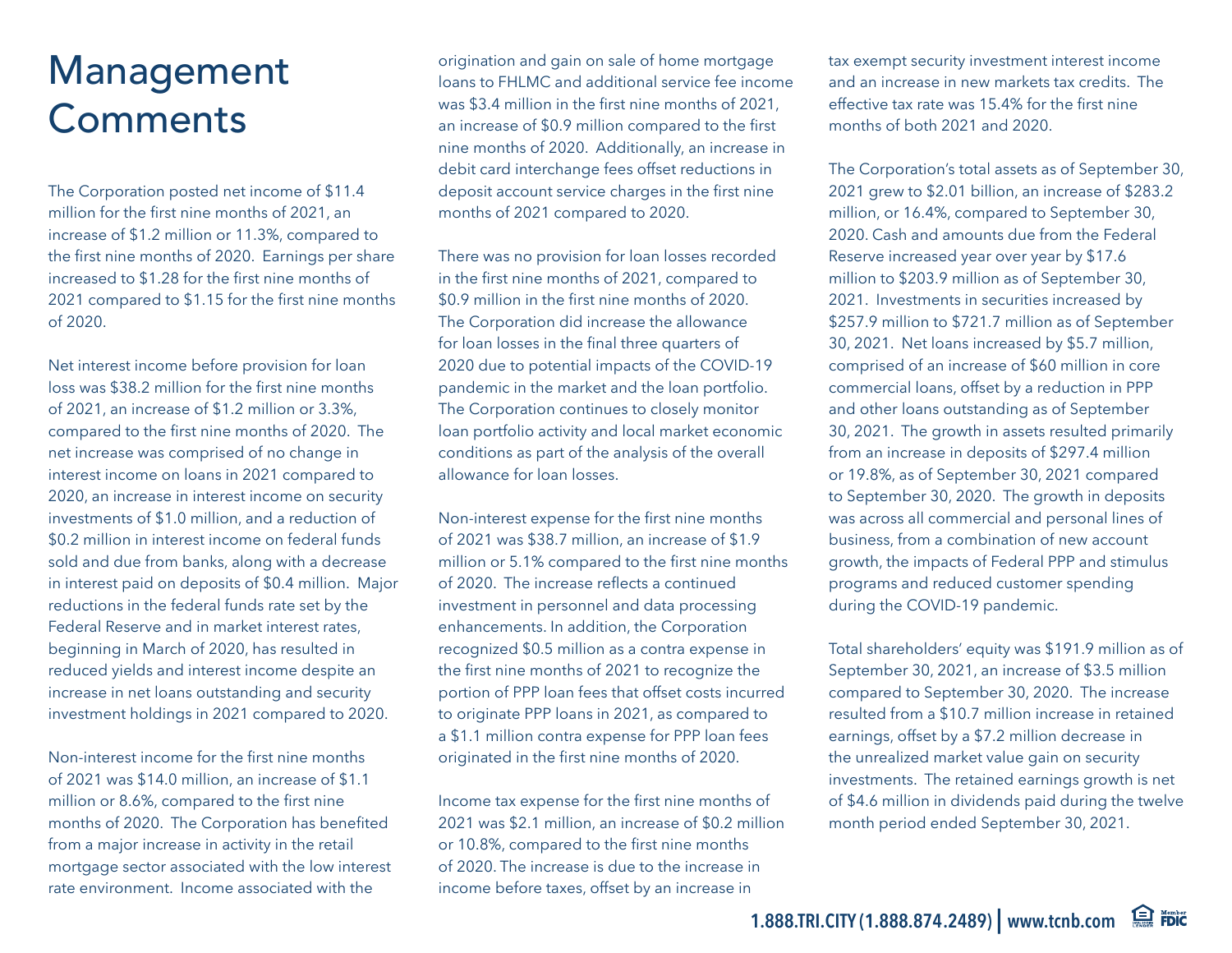# Management Comments

The Corporation posted net income of $11.4 million for the first nine months of 2021, an increase of $1.2 million or 11.3%, compared to the first nine months of 2020. Earnings per share increased to $1.28 for the first nine months of 2021 compared to $1.15 for the first nine months of 2020.

Net interest income before provision for loan loss was $38.2 million for the first nine months of 2021, an increase of $1.2 million or 3.3%, compared to the first nine months of 2020. The net increase was comprised of no change in interest income on loans in 2021 compared to 2020, an increase in interest income on security investments of $1.0 million, and a reduction of $0.2 million in interest income on federal funds sold and due from banks, along with a decrease in interest paid on deposits of $0.4 million. Major reductions in the federal funds rate set by the Federal Reserve and in market interest rates, beginning in March of 2020, has resulted in reduced yields and interest income despite an increase in net loans outstanding and security investment holdings in 2021 compared to 2020.

Non-interest income for the first nine months of 2021 was $14.0 million, an increase of $1.1 million or 8.6%, compared to the first nine months of 2020. The Corporation has benefited from a major increase in activity in the retail mortgage sector associated with the low interest rate environment. Income associated with the origination and gain on sale of home mortgage loans to FHLMC and additional service fee income was $3.4 million in the first nine months of 2021, an increase of $0.9 million compared to the first nine months of 2020. Additionally, an increase in debit card interchange fees offset reductions in deposit account service charges in the first nine months of 2021 compared to 2020.

There was no provision for loan losses recorded in the first nine months of 2021, compared to $0.9 million in the first nine months of 2020. The Corporation did increase the allowance for loan losses in the final three quarters of 2020 due to potential impacts of the COVID-19 pandemic in the market and the loan portfolio. The Corporation continues to closely monitor loan portfolio activity and local market economic conditions as part of the analysis of the overall allowance for loan losses.

Non-interest expense for the first nine months of 2021 was $38.7 million, an increase of $1.9 million or 5.1% compared to the first nine months of 2020. The increase reflects a continued investment in personnel and data processing enhancements. In addition, the Corporation recognized $0.5 million as a contra expense in the first nine months of 2021 to recognize the portion of PPP loan fees that offset costs incurred to originate PPP loans in 2021, as compared to a $1.1 million contra expense for PPP loan fees originated in the first nine months of 2020.

Income tax expense for the first nine months of 2021 was $2.1 million, an increase of $0.2 million or 10.8%, compared to the first nine months of 2020. The increase is due to the increase in income before taxes, offset by an increase in tax exempt security investment interest income and an increase in new markets tax credits. The effective tax rate was 15.4% for the first nine months of both 2021 and 2020.

The Corporation's total assets as of September 30, 2021 grew to $2.01 billion, an increase of $283.2 million, or 16.4%, compared to September 30, 2020. Cash and amounts due from the Federal Reserve increased year over year by $17.6 million to $203.9 million as of September 30, 2021. Investments in securities increased by $257.9 million to $721.7 million as of September 30, 2021. Net loans increased by $5.7 million, comprised of an increase of $60 million in core commercial loans, offset by a reduction in PPP and other loans outstanding as of September 30, 2021. The growth in assets resulted primarily from an increase in deposits of $297.4 million or 19.8%, as of September 30, 2021 compared to September 30, 2020. The growth in deposits was across all commercial and personal lines of business, from a combination of new account growth, the impacts of Federal PPP and stimulus programs and reduced customer spending during the COVID-19 pandemic.

Total shareholders' equity was $191.9 million as of September 30, 2021, an increase of $3.5 million compared to September 30, 2020. The increase resulted from a $10.7 million increase in retained earnings, offset by a $7.2 million decrease in the unrealized market value gain on security investments. The retained earnings growth is net of $4.6 million in dividends paid during the twelve month period ended September 30, 2021.

1.888.TRI.CITY (1.888.874.2489) | www.tcnb.com